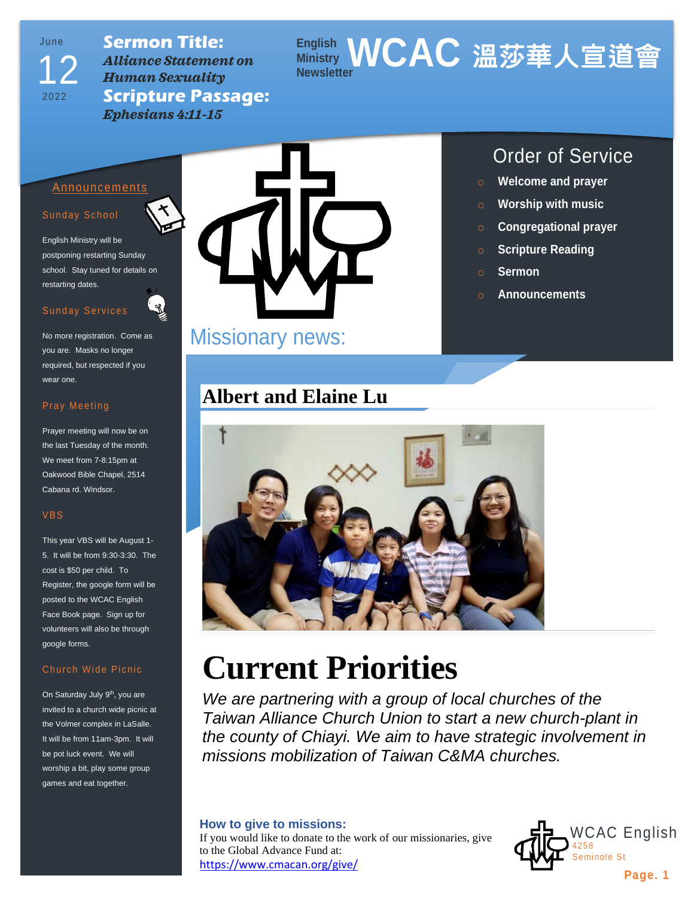June 12 2022

**Sermon Title:** *Alliance Statement on Human Sexuality*

**Scripture Passage:** *Ephesians 4:11-15*

English Ministry Newsletter

# WCAC 溫莎華人宣道會

## Order of Service

- Welcome and prayer
- Worship with music
- Congregational prayer
- Scripture Reading
- Sermon
- Announcements

## Announcements

### Sunday School

English Ministry will be postponing restarting Sunday school. Stay tuned for details on restarting dates.

### Sunday Services

No more registration. Come as you are. Masks no longer required, but respected if you wear one.

### Pray Meeting

Prayer meeting will now be on the last Tuesday of the month. We meet from 7-8:15pm at Oakwood Bible Chapel, 2514 Cabana rd. Windsor.

### VBS

This year VBS will be August 1-5. It will be from 9:30-3:30. The cost is $50 per child. To Register, the google form will be posted to the WCAC English Face Book page. Sign up for volunteers will also be through google forms.

### Church Wide Picnic

On Saturday July 9th, you are invited to a church wide picnic at the Volmer complex in LaSalle. It will be from 11am-3pm. It will be pot luck event. We will worship a bit, play some group games and eat together.

## Missionary news:

### Albert and Elaine Lu

# Current Priorities

*We are partnering with a group of local churches of the Taiwan Alliance Church Union to start a new church-plant in the county of Chiayi. We aim to have strategic involvement in missions mobilization of Taiwan C&MA churches.*

**How to give to missions:**
If you would like to donate to the work of our missionaries, give to the Global Advance Fund at:
https://www.cmacan.org/give/

WCAC English
4258 Seminole St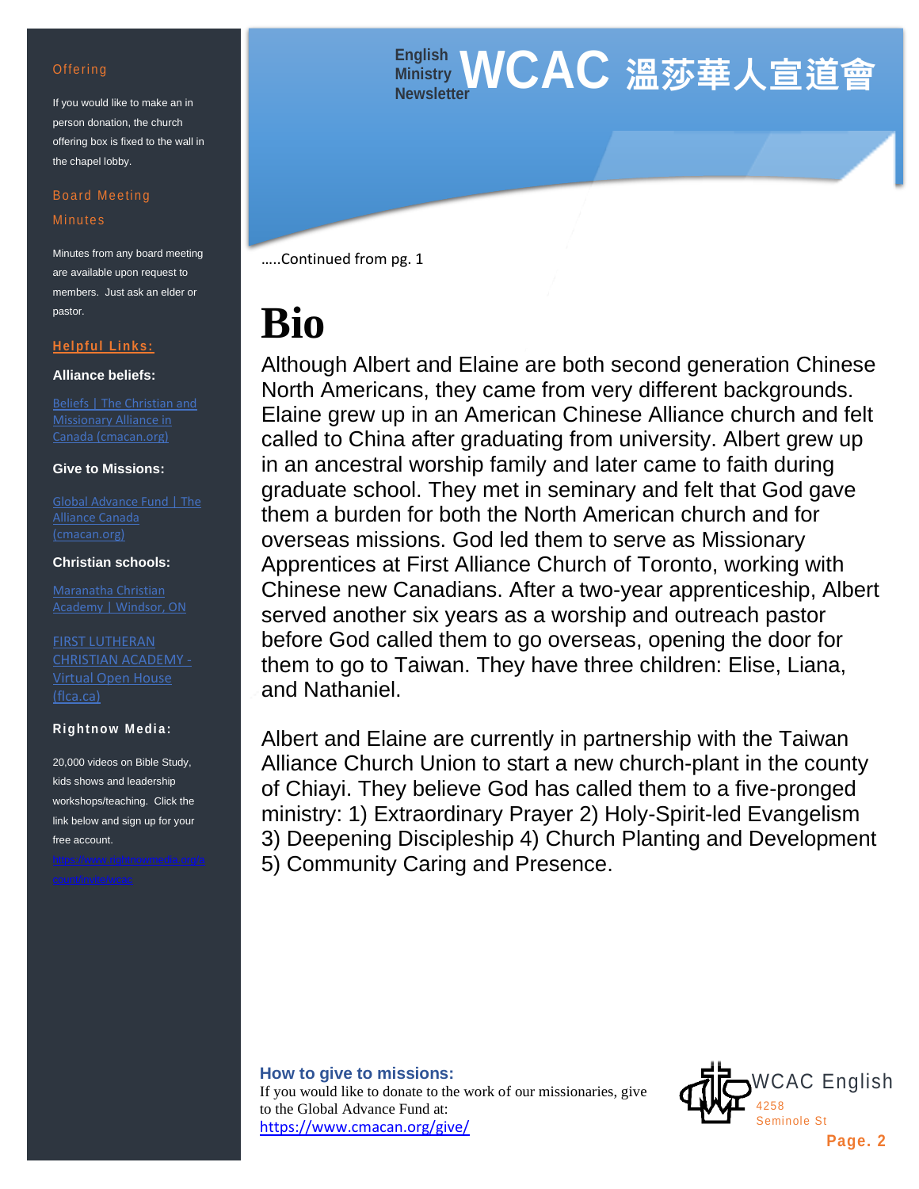English Ministry Newsletter **WCAC 溫莎華人宣道會**

## Offering

If you would like to make an in person donation, the church offering box is fixed to the wall in the chapel lobby.

## Board Meeting Minutes

Minutes from any board meeting are available upon request to members. Just ask an elder or pastor.

## Helpful Links:

**Alliance beliefs:**

Beliefs | The Christian and Missionary Alliance in Canada (cmacan.org)

**Give to Missions:**

Global Advance Fund | The Alliance Canada (cmacan.org)

**Christian schools:**

Maranatha Christian Academy | Windsor, ON

FIRST LUTHERAN CHRISTIAN ACADEMY - Virtual Open House (flca.ca)

**Rightnow Media:**

20,000 videos on Bible Study, kids shows and leadership workshops/teaching. Click the link below and sign up for your free account.

https://www.rightnowmedia.org/account/invite/wcac

…..Continued from pg. 1

# Bio

Although Albert and Elaine are both second generation Chinese North Americans, they came from very different backgrounds. Elaine grew up in an American Chinese Alliance church and felt called to China after graduating from university. Albert grew up in an ancestral worship family and later came to faith during graduate school. They met in seminary and felt that God gave them a burden for both the North American church and for overseas missions. God led them to serve as Missionary Apprentices at First Alliance Church of Toronto, working with Chinese new Canadians. After a two-year apprenticeship, Albert served another six years as a worship and outreach pastor before God called them to go overseas, opening the door for them to go to Taiwan. They have three children: Elise, Liana, and Nathaniel.

Albert and Elaine are currently in partnership with the Taiwan Alliance Church Union to start a new church-plant in the county of Chiayi. They believe God has called them to a five-pronged ministry: 1) Extraordinary Prayer 2) Holy-Spirit-led Evangelism 3) Deepening Discipleship 4) Church Planting and Development 5) Community Caring and Presence.

**How to give to missions:**

If you would like to donate to the work of our missionaries, give to the Global Advance Fund at:
https://www.cmacan.org/give/

WCAC English
4258 Seminole St